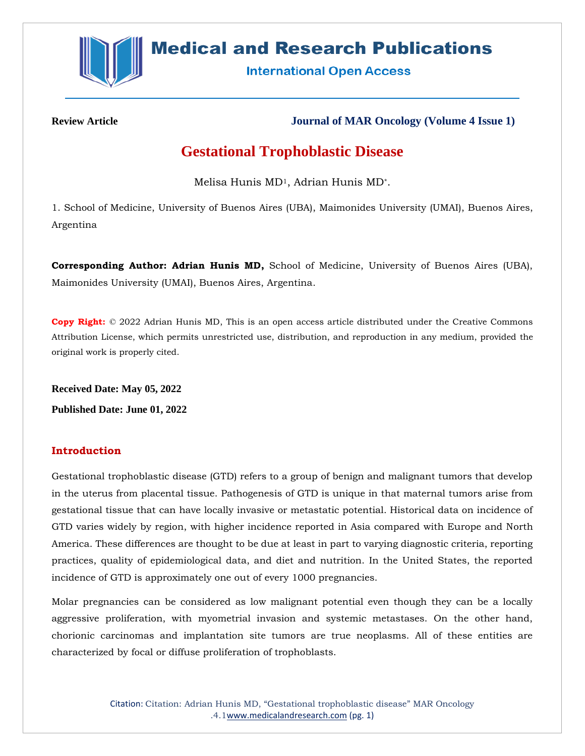**Review Article** **Journal of MAR Oncology (Volume 4 Issue 1)**

# Gestational Trophoblastic Disease

Melisa Hunis MD[1], Adrian Hunis MD[*].

1. School of Medicine, University of Buenos Aires (UBA), Maimonides University (UMAI), Buenos Aires, Argentina

**Corresponding Author: Adrian Hunis MD,** School of Medicine, University of Buenos Aires (UBA), Maimonides University (UMAI), Buenos Aires, Argentina.

**Copy Right:** © 2022 Adrian Hunis MD, This is an open access article distributed under the Creative Commons Attribution License, which permits unrestricted use, distribution, and reproduction in any medium, provided the original work is properly cited.

**Received Date: May 05, 2022**

**Published Date: June 01, 2022**

## Introduction

Gestational trophoblastic disease (GTD) refers to a group of benign and malignant tumors that develop in the uterus from placental tissue. Pathogenesis of GTD is unique in that maternal tumors arise from gestational tissue that can have locally invasive or metastatic potential. Historical data on incidence of GTD varies widely by region, with higher incidence reported in Asia compared with Europe and North America. These differences are thought to be due at least in part to varying diagnostic criteria, reporting practices, quality of epidemiological data, and diet and nutrition. In the United States, the reported incidence of GTD is approximately one out of every 1000 pregnancies.

Molar pregnancies can be considered as low malignant potential even though they can be a locally aggressive proliferation, with myometrial invasion and systemic metastases. On the other hand, chorionic carcinomas and implantation site tumors are true neoplasms. All of these entities are characterized by focal or diffuse proliferation of trophoblasts.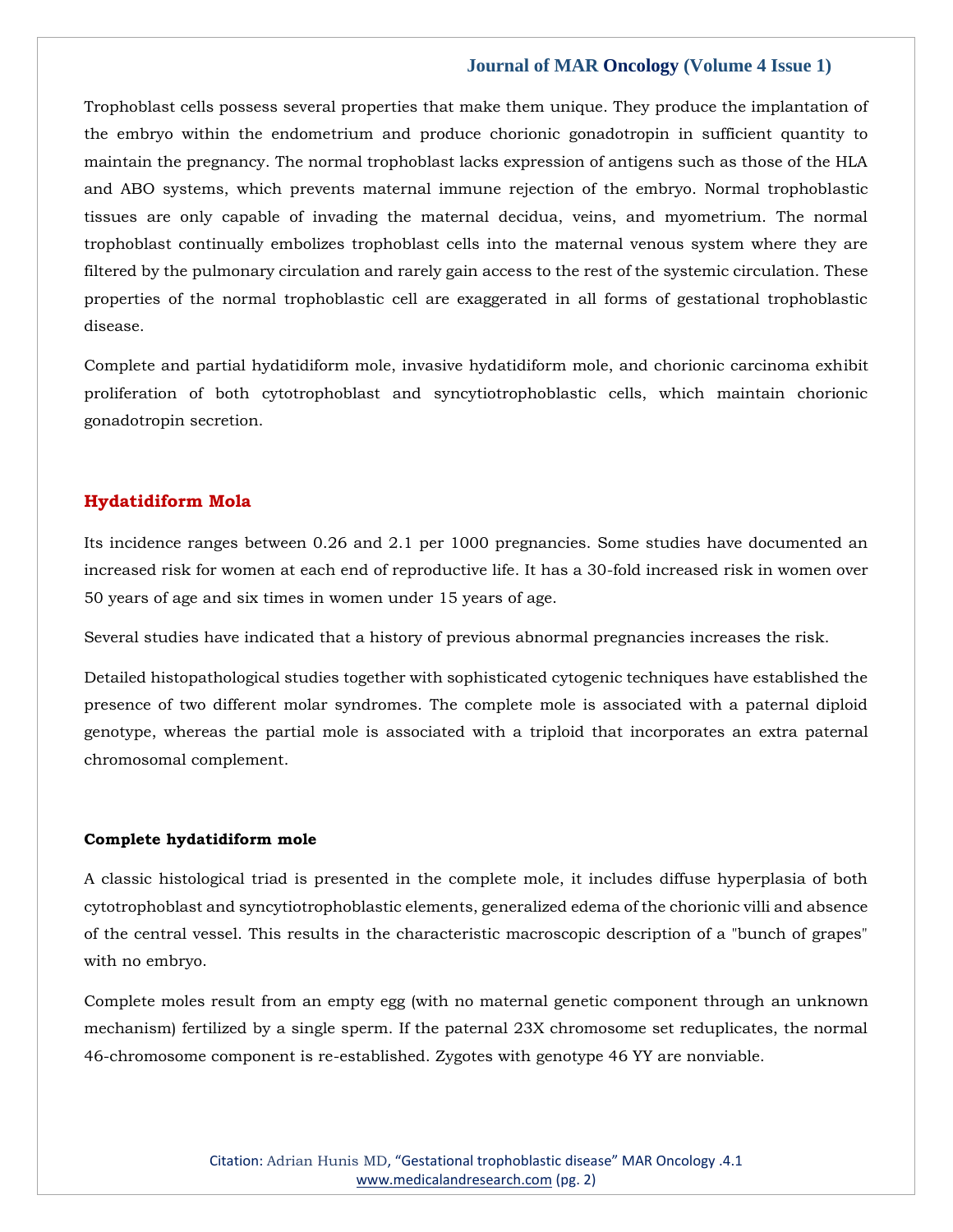Trophoblast cells possess several properties that make them unique. They produce the implantation of the embryo within the endometrium and produce chorionic gonadotropin in sufficient quantity to maintain the pregnancy. The normal trophoblast lacks expression of antigens such as those of the HLA and ABO systems, which prevents maternal immune rejection of the embryo. Normal trophoblastic tissues are only capable of invading the maternal decidua, veins, and myometrium. The normal trophoblast continually embolizes trophoblast cells into the maternal venous system where they are filtered by the pulmonary circulation and rarely gain access to the rest of the systemic circulation. These properties of the normal trophoblastic cell are exaggerated in all forms of gestational trophoblastic disease.

Complete and partial hydatidiform mole, invasive hydatidiform mole, and chorionic carcinoma exhibit proliferation of both cytotrophoblast and syncytiotrophoblastic cells, which maintain chorionic gonadotropin secretion.

## Hydatidiform Mola

Its incidence ranges between 0.26 and 2.1 per 1000 pregnancies. Some studies have documented an increased risk for women at each end of reproductive life. It has a 30-fold increased risk in women over 50 years of age and six times in women under 15 years of age.

Several studies have indicated that a history of previous abnormal pregnancies increases the risk.

Detailed histopathological studies together with sophisticated cytogenic techniques have established the presence of two different molar syndromes. The complete mole is associated with a paternal diploid genotype, whereas the partial mole is associated with a triploid that incorporates an extra paternal chromosomal complement.

### Complete hydatidiform mole

A classic histological triad is presented in the complete mole, it includes diffuse hyperplasia of both cytotrophoblast and syncytiotrophoblastic elements, generalized edema of the chorionic villi and absence of the central vessel. This results in the characteristic macroscopic description of a "bunch of grapes" with no embryo.

Complete moles result from an empty egg (with no maternal genetic component through an unknown mechanism) fertilized by a single sperm. If the paternal 23X chromosome set reduplicates, the normal 46-chromosome component is re-established. Zygotes with genotype 46 YY are nonviable.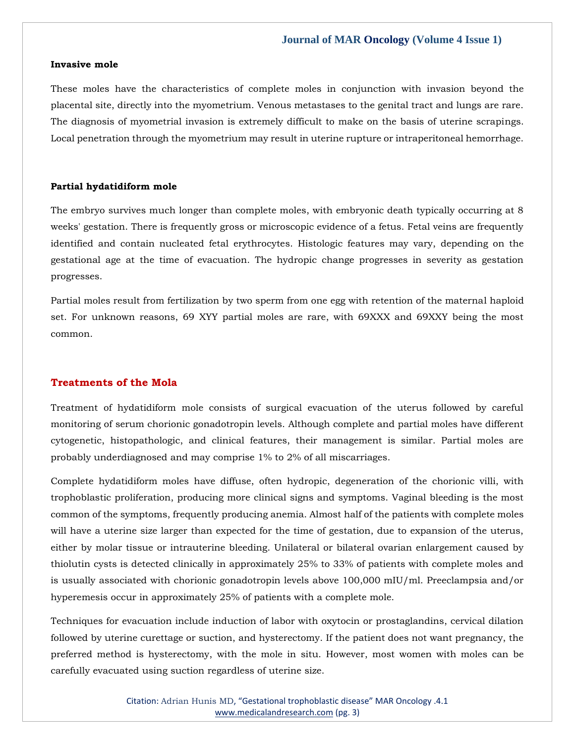### Invasive mole

These moles have the characteristics of complete moles in conjunction with invasion beyond the placental site, directly into the myometrium. Venous metastases to the genital tract and lungs are rare. The diagnosis of myometrial invasion is extremely difficult to make on the basis of uterine scrapings. Local penetration through the myometrium may result in uterine rupture or intraperitoneal hemorrhage.

### Partial hydatidiform mole

The embryo survives much longer than complete moles, with embryonic death typically occurring at 8 weeks' gestation. There is frequently gross or microscopic evidence of a fetus. Fetal veins are frequently identified and contain nucleated fetal erythrocytes. Histologic features may vary, depending on the gestational age at the time of evacuation. The hydropic change progresses in severity as gestation progresses.

Partial moles result from fertilization by two sperm from one egg with retention of the maternal haploid set. For unknown reasons, 69 XYY partial moles are rare, with 69XXX and 69XXY being the most common.

## Treatments of the Mola

Treatment of hydatidiform mole consists of surgical evacuation of the uterus followed by careful monitoring of serum chorionic gonadotropin levels. Although complete and partial moles have different cytogenetic, histopathologic, and clinical features, their management is similar. Partial moles are probably underdiagnosed and may comprise 1% to 2% of all miscarriages.

Complete hydatidiform moles have diffuse, often hydropic, degeneration of the chorionic villi, with trophoblastic proliferation, producing more clinical signs and symptoms. Vaginal bleeding is the most common of the symptoms, frequently producing anemia. Almost half of the patients with complete moles will have a uterine size larger than expected for the time of gestation, due to expansion of the uterus, either by molar tissue or intrauterine bleeding. Unilateral or bilateral ovarian enlargement caused by thiolutin cysts is detected clinically in approximately 25% to 33% of patients with complete moles and is usually associated with chorionic gonadotropin levels above 100,000 mIU/ml. Preeclampsia and/or hyperemesis occur in approximately 25% of patients with a complete mole.

Techniques for evacuation include induction of labor with oxytocin or prostaglandins, cervical dilation followed by uterine curettage or suction, and hysterectomy. If the patient does not want pregnancy, the preferred method is hysterectomy, with the mole in situ. However, most women with moles can be carefully evacuated using suction regardless of uterine size.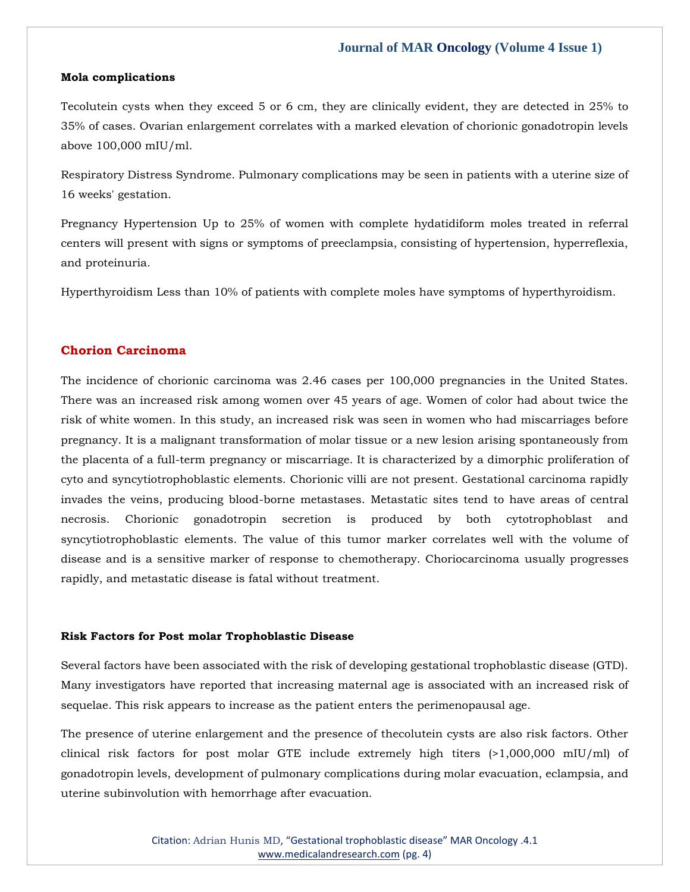**Mola complications**

Tecolutein cysts when they exceed 5 or 6 cm, they are clinically evident, they are detected in 25% to 35% of cases. Ovarian enlargement correlates with a marked elevation of chorionic gonadotropin levels above 100,000 mIU/ml.

Respiratory Distress Syndrome. Pulmonary complications may be seen in patients with a uterine size of 16 weeks' gestation.

Pregnancy Hypertension Up to 25% of women with complete hydatidiform moles treated in referral centers will present with signs or symptoms of preeclampsia, consisting of hypertension, hyperreflexia, and proteinuria.

Hyperthyroidism Less than 10% of patients with complete moles have symptoms of hyperthyroidism.

## Chorion Carcinoma

The incidence of chorionic carcinoma was 2.46 cases per 100,000 pregnancies in the United States. There was an increased risk among women over 45 years of age. Women of color had about twice the risk of white women. In this study, an increased risk was seen in women who had miscarriages before pregnancy. It is a malignant transformation of molar tissue or a new lesion arising spontaneously from the placenta of a full-term pregnancy or miscarriage. It is characterized by a dimorphic proliferation of cyto and syncytiotrophoblastic elements. Chorionic villi are not present. Gestational carcinoma rapidly invades the veins, producing blood-borne metastases. Metastatic sites tend to have areas of central necrosis. Chorionic gonadotropin secretion is produced by both cytotrophoblast and syncytiotrophoblastic elements. The value of this tumor marker correlates well with the volume of disease and is a sensitive marker of response to chemotherapy. Choriocarcinoma usually progresses rapidly, and metastatic disease is fatal without treatment.

**Risk Factors for Post molar Trophoblastic Disease**

Several factors have been associated with the risk of developing gestational trophoblastic disease (GTD). Many investigators have reported that increasing maternal age is associated with an increased risk of sequelae. This risk appears to increase as the patient enters the perimenopausal age.

The presence of uterine enlargement and the presence of thecolutein cysts are also risk factors. Other clinical risk factors for post molar GTE include extremely high titers (>1,000,000 mIU/ml) of gonadotropin levels, development of pulmonary complications during molar evacuation, eclampsia, and uterine subinvolution with hemorrhage after evacuation.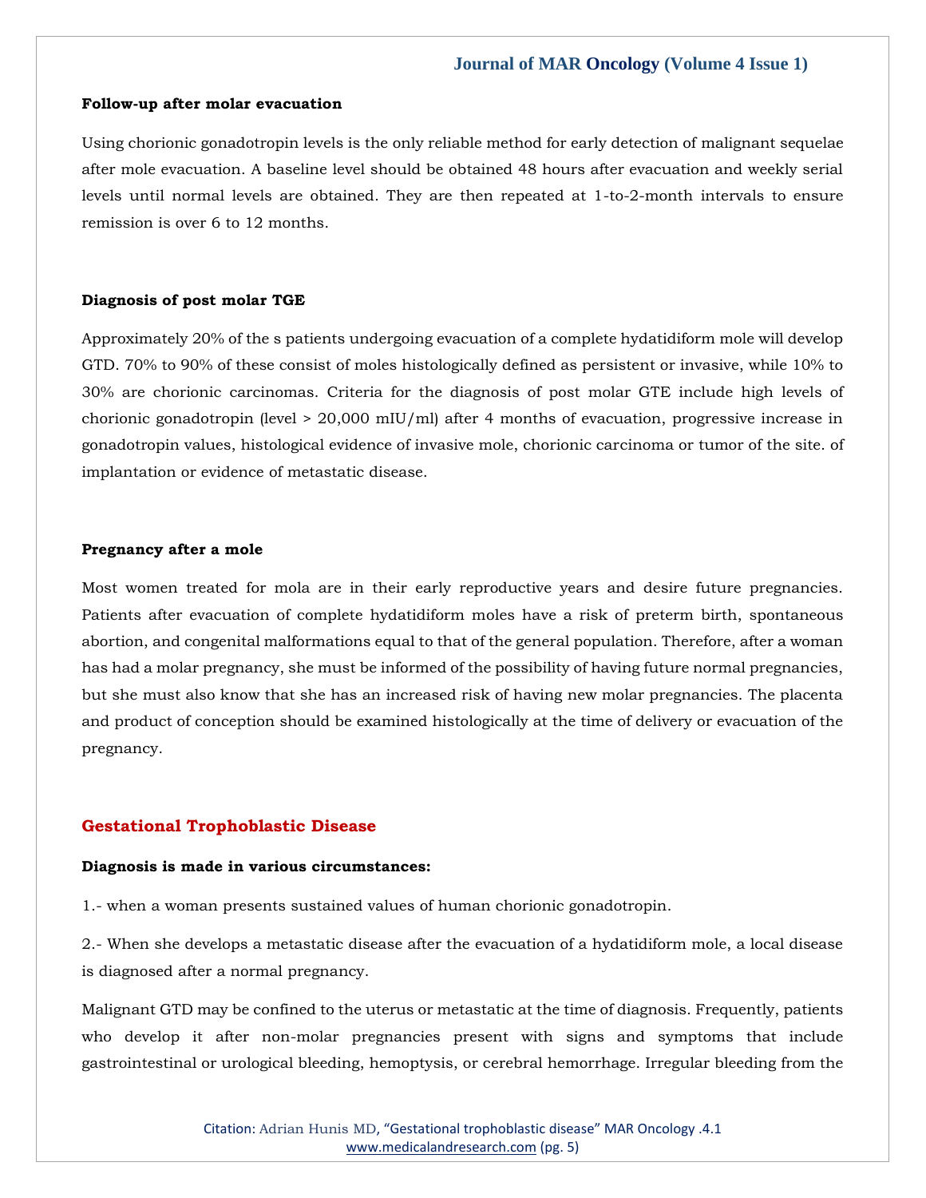### Follow-up after molar evacuation

Using chorionic gonadotropin levels is the only reliable method for early detection of malignant sequelae after mole evacuation. A baseline level should be obtained 48 hours after evacuation and weekly serial levels until normal levels are obtained. They are then repeated at 1-to-2-month intervals to ensure remission is over 6 to 12 months.

### Diagnosis of post molar TGE

Approximately 20% of the s patients undergoing evacuation of a complete hydatidiform mole will develop GTD. 70% to 90% of these consist of moles histologically defined as persistent or invasive, while 10% to 30% are chorionic carcinomas. Criteria for the diagnosis of post molar GTE include high levels of chorionic gonadotropin (level > 20,000 mIU/ml) after 4 months of evacuation, progressive increase in gonadotropin values, histological evidence of invasive mole, chorionic carcinoma or tumor of the site. of implantation or evidence of metastatic disease.

### Pregnancy after a mole

Most women treated for mola are in their early reproductive years and desire future pregnancies. Patients after evacuation of complete hydatidiform moles have a risk of preterm birth, spontaneous abortion, and congenital malformations equal to that of the general population. Therefore, after a woman has had a molar pregnancy, she must be informed of the possibility of having future normal pregnancies, but she must also know that she has an increased risk of having new molar pregnancies. The placenta and product of conception should be examined histologically at the time of delivery or evacuation of the pregnancy.

## Gestational Trophoblastic Disease

**Diagnosis is made in various circumstances:**

1.- when a woman presents sustained values of human chorionic gonadotropin.

2.- When she develops a metastatic disease after the evacuation of a hydatidiform mole, a local disease is diagnosed after a normal pregnancy.

Malignant GTD may be confined to the uterus or metastatic at the time of diagnosis. Frequently, patients who develop it after non-molar pregnancies present with signs and symptoms that include gastrointestinal or urological bleeding, hemoptysis, or cerebral hemorrhage. Irregular bleeding from the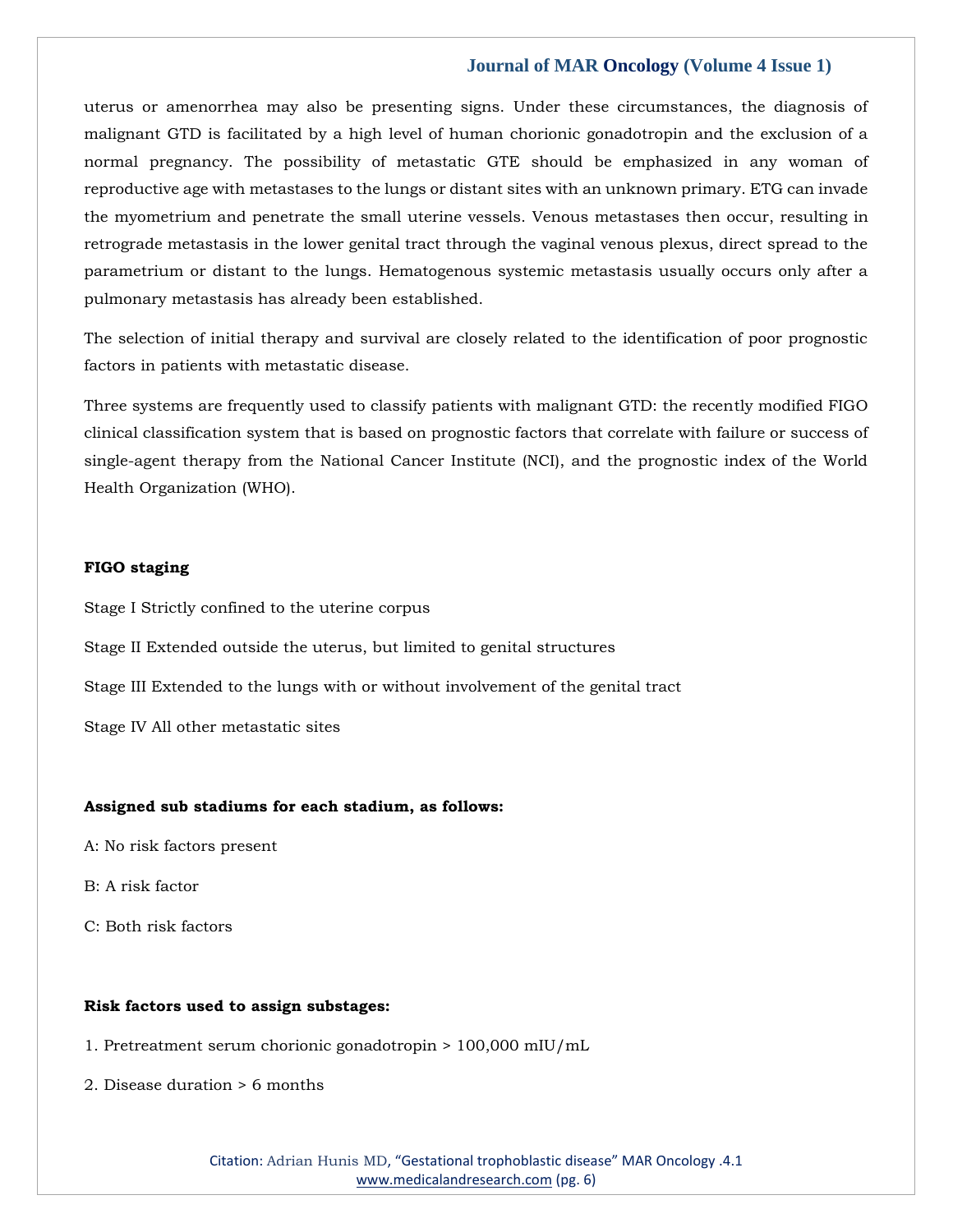uterus or amenorrhea may also be presenting signs. Under these circumstances, the diagnosis of malignant GTD is facilitated by a high level of human chorionic gonadotropin and the exclusion of a normal pregnancy. The possibility of metastatic GTE should be emphasized in any woman of reproductive age with metastases to the lungs or distant sites with an unknown primary. ETG can invade the myometrium and penetrate the small uterine vessels. Venous metastases then occur, resulting in retrograde metastasis in the lower genital tract through the vaginal venous plexus, direct spread to the parametrium or distant to the lungs. Hematogenous systemic metastasis usually occurs only after a pulmonary metastasis has already been established.

The selection of initial therapy and survival are closely related to the identification of poor prognostic factors in patients with metastatic disease.

Three systems are frequently used to classify patients with malignant GTD: the recently modified FIGO clinical classification system that is based on prognostic factors that correlate with failure or success of single-agent therapy from the National Cancer Institute (NCI), and the prognostic index of the World Health Organization (WHO).

**FIGO staging**

Stage I Strictly confined to the uterine corpus

Stage II Extended outside the uterus, but limited to genital structures

Stage III Extended to the lungs with or without involvement of the genital tract

Stage IV All other metastatic sites

**Assigned sub stadiums for each stadium, as follows:**

A: No risk factors present

B: A risk factor

C: Both risk factors

**Risk factors used to assign substages:**

1. Pretreatment serum chorionic gonadotropin > 100,000 mIU/mL

2. Disease duration > 6 months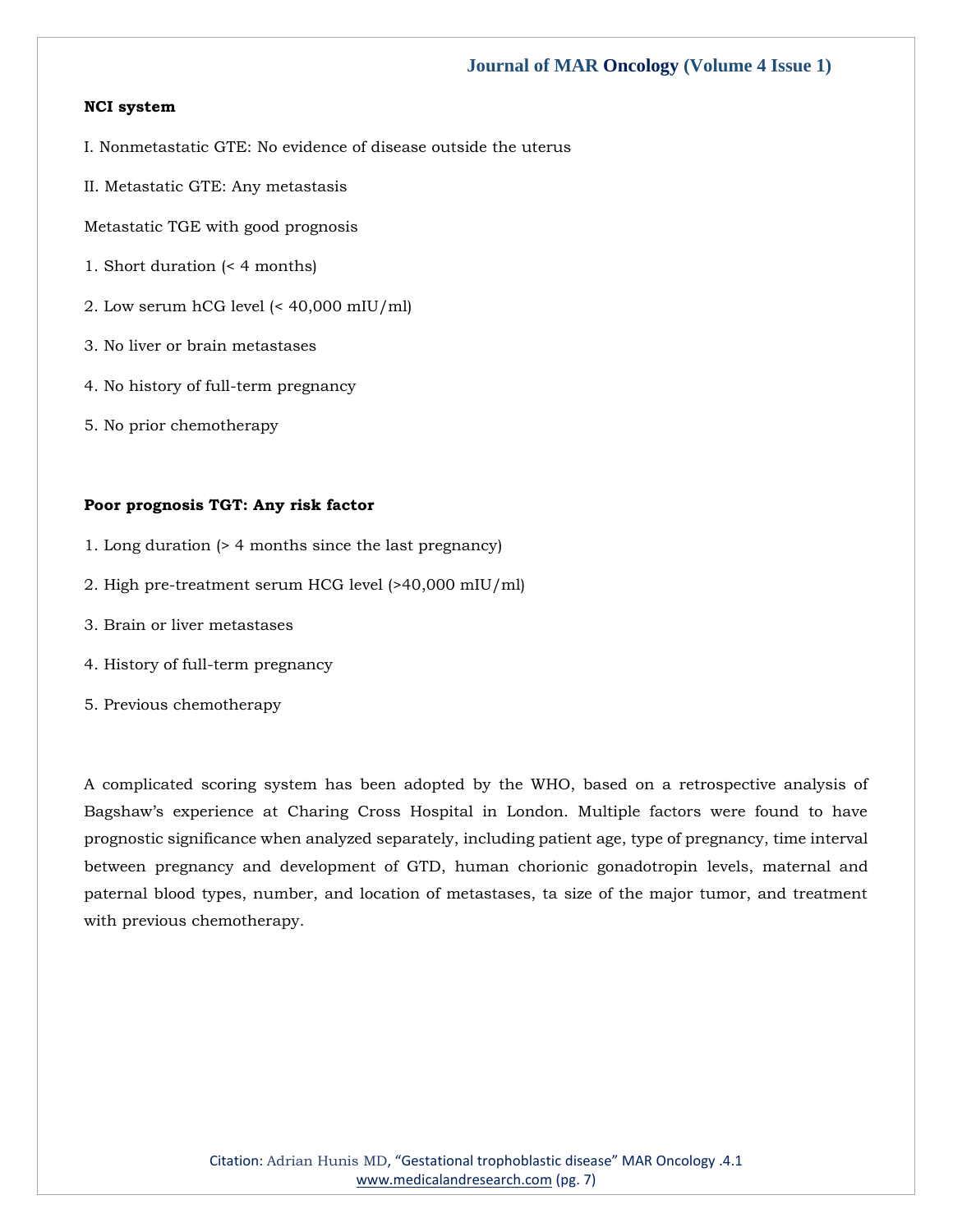**NCI system**

I. Nonmetastatic GTE: No evidence of disease outside the uterus

II. Metastatic GTE: Any metastasis

Metastatic TGE with good prognosis

1. Short duration (< 4 months)

2. Low serum hCG level (< 40,000 mIU/ml)

3. No liver or brain metastases

4. No history of full-term pregnancy

5. No prior chemotherapy

**Poor prognosis TGT: Any risk factor**

1. Long duration (> 4 months since the last pregnancy)

2. High pre-treatment serum HCG level (>40,000 mIU/ml)

3. Brain or liver metastases

4. History of full-term pregnancy

5. Previous chemotherapy

A complicated scoring system has been adopted by the WHO, based on a retrospective analysis of Bagshaw's experience at Charing Cross Hospital in London. Multiple factors were found to have prognostic significance when analyzed separately, including patient age, type of pregnancy, time interval between pregnancy and development of GTD, human chorionic gonadotropin levels, maternal and paternal blood types, number, and location of metastases, ta size of the major tumor, and treatment with previous chemotherapy.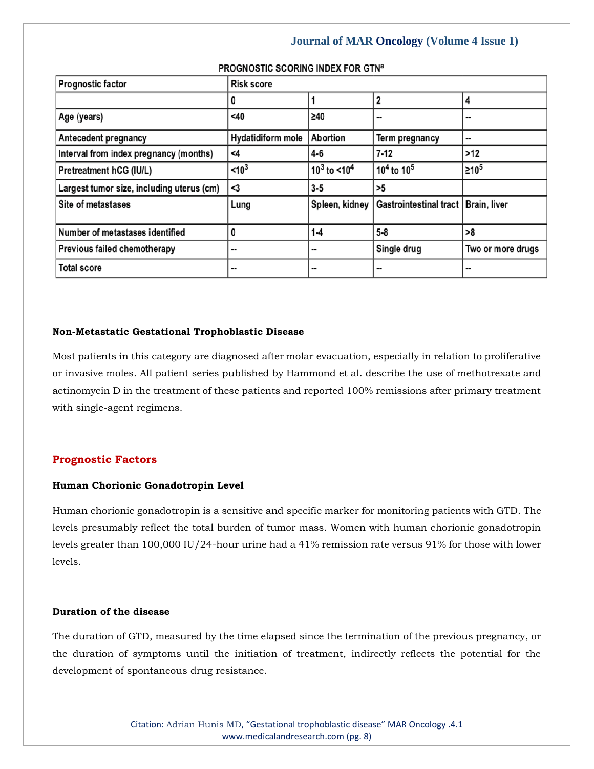**PROGNOSTIC SCORING INDEX FOR GTN[a]**

| Prognostic factor | Risk score | | | |
|---|---|---|---|---|
| | 0 | 1 | 2 | 4 |
| Age (years) | <40 | ≥40 | -- | -- |
| Antecedent pregnancy | Hydatidiform mole | Abortion | Term pregnancy | -- |
| Interval from index pregnancy (months) | <4 | 4-6 | 7-12 | >12 |
| Pretreatment hCG (IU/L) | $<10^3$ | $10^3$ to $<10^4$ | $10^4$ to $10^5$ | $\geq 10^5$ |
| Largest tumor size, including uterus (cm) | <3 | 3-5 | >5 | |
| Site of metastases | Lung | Spleen, kidney | Gastrointestinal tract | Brain, liver |
| Number of metastases identified | 0 | 1-4 | 5-8 | >8 |
| Previous failed chemotherapy | -- | -- | Single drug | Two or more drugs |
| Total score | -- | -- | -- | -- |

**Non-Metastatic Gestational Trophoblastic Disease**

Most patients in this category are diagnosed after molar evacuation, especially in relation to proliferative or invasive moles. All patient series published by Hammond et al. describe the use of methotrexate and actinomycin D in the treatment of these patients and reported 100% remissions after primary treatment with single-agent regimens.

## Prognostic Factors

**Human Chorionic Gonadotropin Level**

Human chorionic gonadotropin is a sensitive and specific marker for monitoring patients with GTD. The levels presumably reflect the total burden of tumor mass. Women with human chorionic gonadotropin levels greater than 100,000 IU/24-hour urine had a 41% remission rate versus 91% for those with lower levels.

**Duration of the disease**

The duration of GTD, measured by the time elapsed since the termination of the previous pregnancy, or the duration of symptoms until the initiation of treatment, indirectly reflects the potential for the development of spontaneous drug resistance.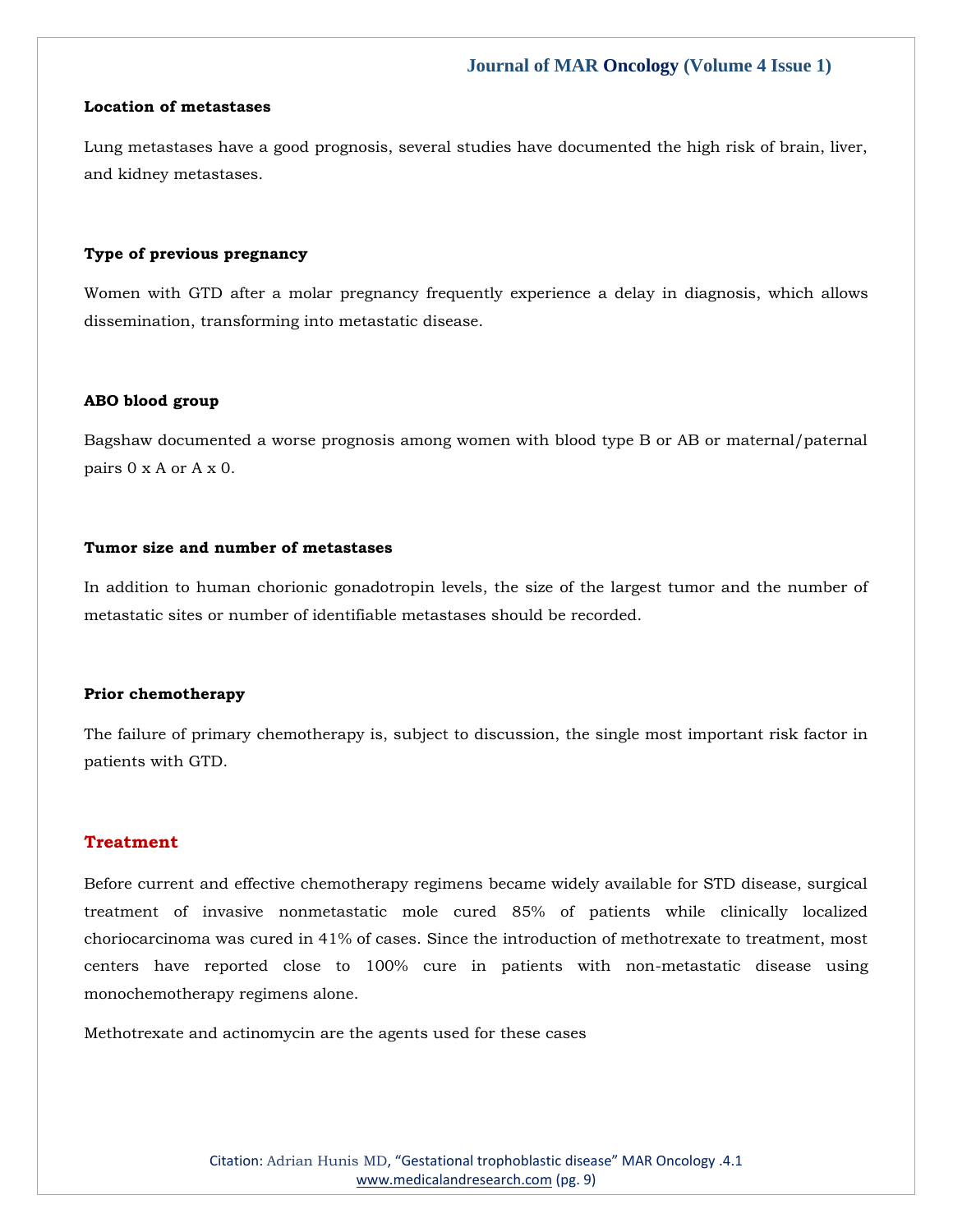### Location of metastases

Lung metastases have a good prognosis, several studies have documented the high risk of brain, liver, and kidney metastases.

### Type of previous pregnancy

Women with GTD after a molar pregnancy frequently experience a delay in diagnosis, which allows dissemination, transforming into metastatic disease.

### ABO blood group

Bagshaw documented a worse prognosis among women with blood type B or AB or maternal/paternal pairs 0 x A or A x 0.

### Tumor size and number of metastases

In addition to human chorionic gonadotropin levels, the size of the largest tumor and the number of metastatic sites or number of identifiable metastases should be recorded.

### Prior chemotherapy

The failure of primary chemotherapy is, subject to discussion, the single most important risk factor in patients with GTD.

## Treatment

Before current and effective chemotherapy regimens became widely available for STD disease, surgical treatment of invasive nonmetastatic mole cured 85% of patients while clinically localized choriocarcinoma was cured in 41% of cases. Since the introduction of methotrexate to treatment, most centers have reported close to 100% cure in patients with non-metastatic disease using monochemotherapy regimens alone.

Methotrexate and actinomycin are the agents used for these cases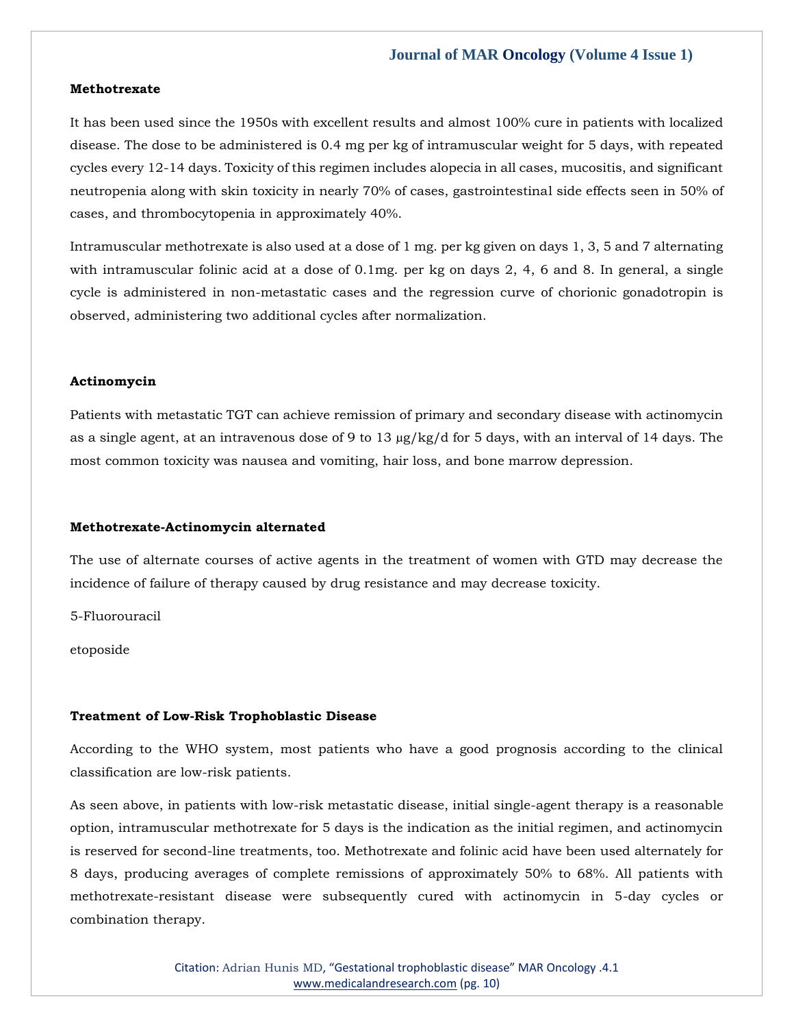**Methotrexate**

It has been used since the 1950s with excellent results and almost 100% cure in patients with localized disease. The dose to be administered is 0.4 mg per kg of intramuscular weight for 5 days, with repeated cycles every 12-14 days. Toxicity of this regimen includes alopecia in all cases, mucositis, and significant neutropenia along with skin toxicity in nearly 70% of cases, gastrointestinal side effects seen in 50% of cases, and thrombocytopenia in approximately 40%.

Intramuscular methotrexate is also used at a dose of 1 mg. per kg given on days 1, 3, 5 and 7 alternating with intramuscular folinic acid at a dose of 0.1mg. per kg on days 2, 4, 6 and 8. In general, a single cycle is administered in non-metastatic cases and the regression curve of chorionic gonadotropin is observed, administering two additional cycles after normalization.

**Actinomycin**

Patients with metastatic TGT can achieve remission of primary and secondary disease with actinomycin as a single agent, at an intravenous dose of 9 to 13 µg/kg/d for 5 days, with an interval of 14 days. The most common toxicity was nausea and vomiting, hair loss, and bone marrow depression.

**Methotrexate-Actinomycin alternated**

The use of alternate courses of active agents in the treatment of women with GTD may decrease the incidence of failure of therapy caused by drug resistance and may decrease toxicity.

5-Fluorouracil

etoposide

**Treatment of Low-Risk Trophoblastic Disease**

According to the WHO system, most patients who have a good prognosis according to the clinical classification are low-risk patients.

As seen above, in patients with low-risk metastatic disease, initial single-agent therapy is a reasonable option, intramuscular methotrexate for 5 days is the indication as the initial regimen, and actinomycin is reserved for second-line treatments, too. Methotrexate and folinic acid have been used alternately for 8 days, producing averages of complete remissions of approximately 50% to 68%. All patients with methotrexate-resistant disease were subsequently cured with actinomycin in 5-day cycles or combination therapy.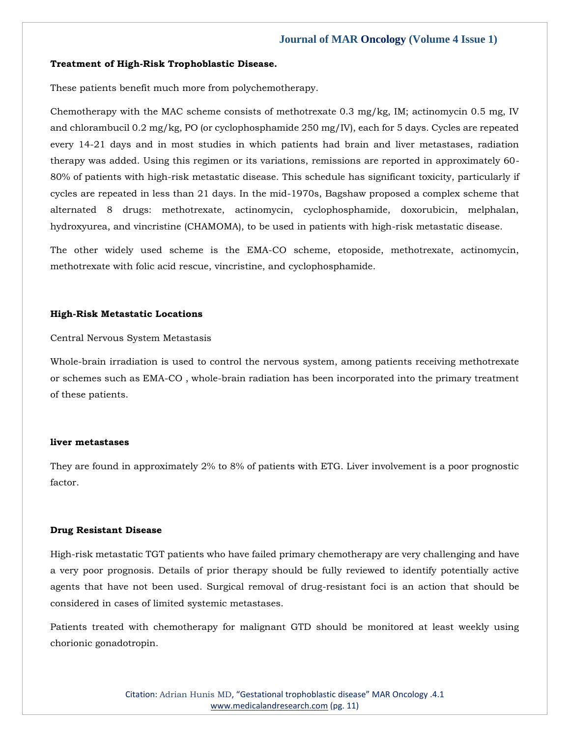**Treatment of High-Risk Trophoblastic Disease.**

These patients benefit much more from polychemotherapy.

Chemotherapy with the MAC scheme consists of methotrexate 0.3 mg/kg, IM; actinomycin 0.5 mg, IV and chlorambucil 0.2 mg/kg, PO (or cyclophosphamide 250 mg/IV), each for 5 days. Cycles are repeated every 14-21 days and in most studies in which patients had brain and liver metastases, radiation therapy was added. Using this regimen or its variations, remissions are reported in approximately 60-80% of patients with high-risk metastatic disease. This schedule has significant toxicity, particularly if cycles are repeated in less than 21 days. In the mid-1970s, Bagshaw proposed a complex scheme that alternated 8 drugs: methotrexate, actinomycin, cyclophosphamide, doxorubicin, melphalan, hydroxyurea, and vincristine (CHAMOMA), to be used in patients with high-risk metastatic disease.

The other widely used scheme is the EMA-CO scheme, etoposide, methotrexate, actinomycin, methotrexate with folic acid rescue, vincristine, and cyclophosphamide.

**High-Risk Metastatic Locations**

Central Nervous System Metastasis

Whole-brain irradiation is used to control the nervous system, among patients receiving methotrexate or schemes such as EMA-CO , whole-brain radiation has been incorporated into the primary treatment of these patients.

**liver metastases**

They are found in approximately 2% to 8% of patients with ETG. Liver involvement is a poor prognostic factor.

**Drug Resistant Disease**

High-risk metastatic TGT patients who have failed primary chemotherapy are very challenging and have a very poor prognosis. Details of prior therapy should be fully reviewed to identify potentially active agents that have not been used. Surgical removal of drug-resistant foci is an action that should be considered in cases of limited systemic metastases.

Patients treated with chemotherapy for malignant GTD should be monitored at least weekly using chorionic gonadotropin.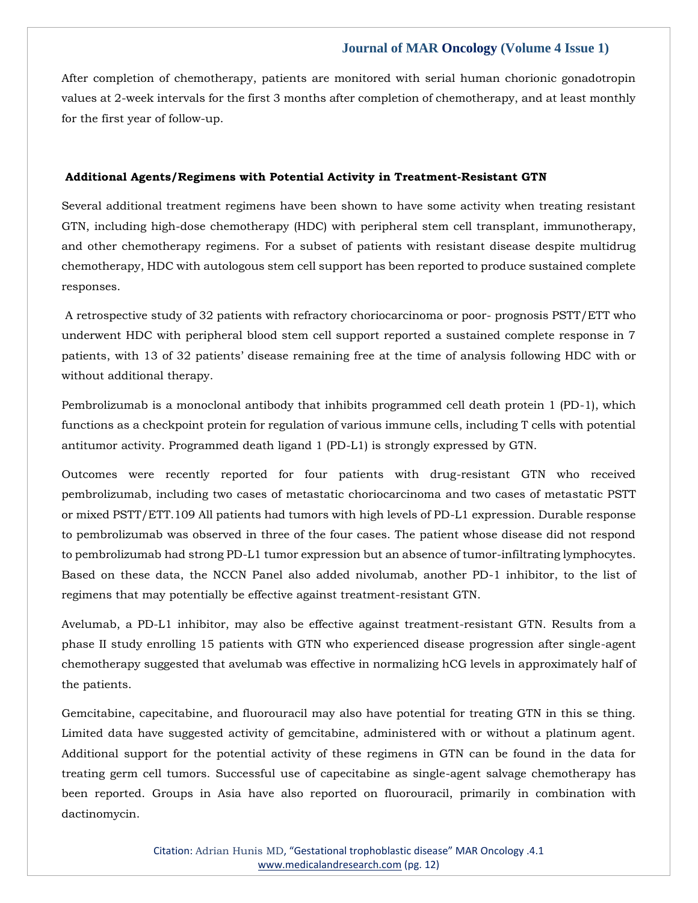After completion of chemotherapy, patients are monitored with serial human chorionic gonadotropin values at 2-week intervals for the first 3 months after completion of chemotherapy, and at least monthly for the first year of follow-up.

### Additional Agents/Regimens with Potential Activity in Treatment-Resistant GTN

Several additional treatment regimens have been shown to have some activity when treating resistant GTN, including high-dose chemotherapy (HDC) with peripheral stem cell transplant, immunotherapy, and other chemotherapy regimens. For a subset of patients with resistant disease despite multidrug chemotherapy, HDC with autologous stem cell support has been reported to produce sustained complete responses.

A retrospective study of 32 patients with refractory choriocarcinoma or poor- prognosis PSTT/ETT who underwent HDC with peripheral blood stem cell support reported a sustained complete response in 7 patients, with 13 of 32 patients' disease remaining free at the time of analysis following HDC with or without additional therapy.

Pembrolizumab is a monoclonal antibody that inhibits programmed cell death protein 1 (PD-1), which functions as a checkpoint protein for regulation of various immune cells, including T cells with potential antitumor activity. Programmed death ligand 1 (PD-L1) is strongly expressed by GTN.

Outcomes were recently reported for four patients with drug-resistant GTN who received pembrolizumab, including two cases of metastatic choriocarcinoma and two cases of metastatic PSTT or mixed PSTT/ETT.109 All patients had tumors with high levels of PD-L1 expression. Durable response to pembrolizumab was observed in three of the four cases. The patient whose disease did not respond to pembrolizumab had strong PD-L1 tumor expression but an absence of tumor-infiltrating lymphocytes. Based on these data, the NCCN Panel also added nivolumab, another PD-1 inhibitor, to the list of regimens that may potentially be effective against treatment-resistant GTN.

Avelumab, a PD-L1 inhibitor, may also be effective against treatment-resistant GTN. Results from a phase II study enrolling 15 patients with GTN who experienced disease progression after single-agent chemotherapy suggested that avelumab was effective in normalizing hCG levels in approximately half of the patients.

Gemcitabine, capecitabine, and fluorouracil may also have potential for treating GTN in this se thing. Limited data have suggested activity of gemcitabine, administered with or without a platinum agent. Additional support for the potential activity of these regimens in GTN can be found in the data for treating germ cell tumors. Successful use of capecitabine as single-agent salvage chemotherapy has been reported. Groups in Asia have also reported on fluorouracil, primarily in combination with dactinomycin.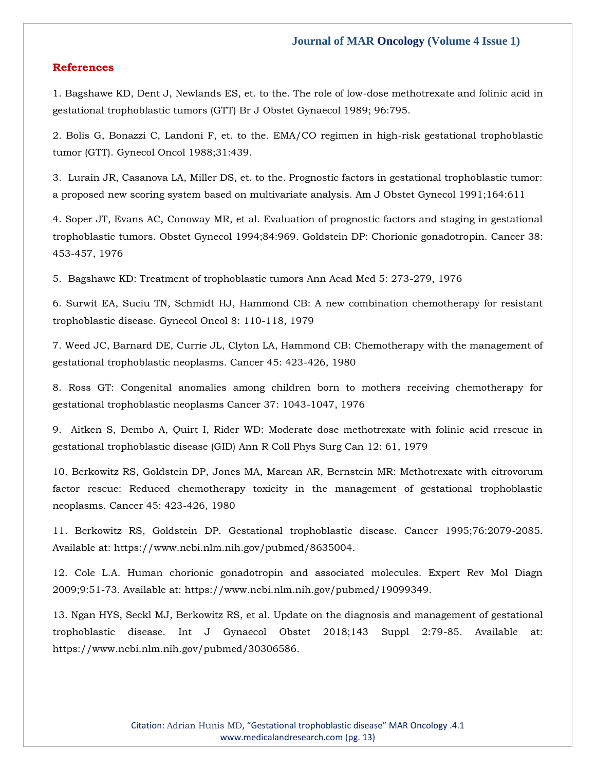## References

1. Bagshawe KD, Dent J, Newlands ES, et. to the. The role of low-dose methotrexate and folinic acid in gestational trophoblastic tumors (GTT) Br J Obstet Gynaecol 1989; 96:795.

2. Bolis G, Bonazzi C, Landoni F, et. to the. EMA/CO regimen in high-risk gestational trophoblastic tumor (GTT). Gynecol Oncol 1988;31:439.

3. Lurain JR, Casanova LA, Miller DS, et. to the. Prognostic factors in gestational trophoblastic tumor: a proposed new scoring system based on multivariate analysis. Am J Obstet Gynecol 1991;164:611

4. Soper JT, Evans AC, Conoway MR, et al. Evaluation of prognostic factors and staging in gestational trophoblastic tumors. Obstet Gynecol 1994;84:969. Goldstein DP: Chorionic gonadotropin. Cancer 38: 453-457, 1976

5. Bagshawe KD: Treatment of trophoblastic tumors Ann Acad Med 5: 273-279, 1976

6. Surwit EA, Suciu TN, Schmidt HJ, Hammond CB: A new combination chemotherapy for resistant trophoblastic disease. Gynecol Oncol 8: 110-118, 1979

7. Weed JC, Barnard DE, Currie JL, Clyton LA, Hammond CB: Chemotherapy with the management of gestational trophoblastic neoplasms. Cancer 45: 423-426, 1980

8. Ross GT: Congenital anomalies among children born to mothers receiving chemotherapy for gestational trophoblastic neoplasms Cancer 37: 1043-1047, 1976

9. Aitken S, Dembo A, Quirt I, Rider WD: Moderate dose methotrexate with folinic acid rrescue in gestational trophoblastic disease (GID) Ann R Coll Phys Surg Can 12: 61, 1979

10. Berkowitz RS, Goldstein DP, Jones MA, Marean AR, Bernstein MR: Methotrexate with citrovorum factor rescue: Reduced chemotherapy toxicity in the management of gestational trophoblastic neoplasms. Cancer 45: 423-426, 1980

11. Berkowitz RS, Goldstein DP. Gestational trophoblastic disease. Cancer 1995;76:2079-2085. Available at: https://www.ncbi.nlm.nih.gov/pubmed/8635004.

12. Cole L.A. Human chorionic gonadotropin and associated molecules. Expert Rev Mol Diagn 2009;9:51-73. Available at: https://www.ncbi.nlm.nih.gov/pubmed/19099349.

13. Ngan HYS, Seckl MJ, Berkowitz RS, et al. Update on the diagnosis and management of gestational trophoblastic disease. Int J Gynaecol Obstet 2018;143 Suppl 2:79-85. Available at: https://www.ncbi.nlm.nih.gov/pubmed/30306586.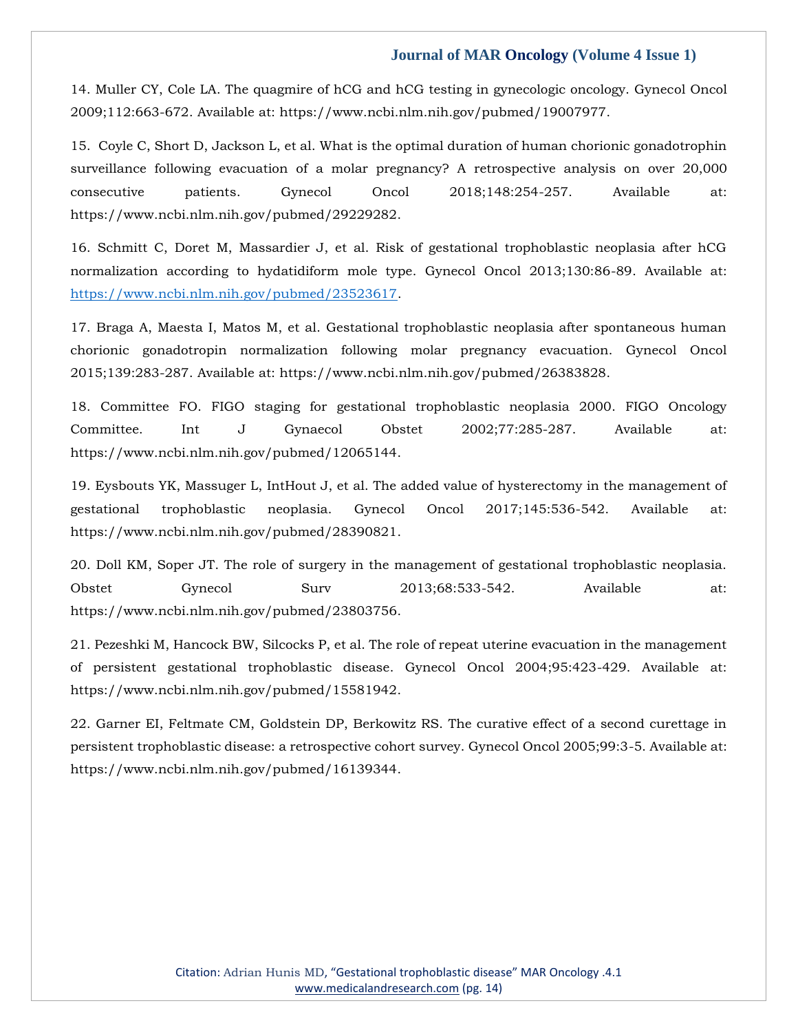14. Muller CY, Cole LA. The quagmire of hCG and hCG testing in gynecologic oncology. Gynecol Oncol 2009;112:663-672. Available at: https://www.ncbi.nlm.nih.gov/pubmed/19007977.

15. Coyle C, Short D, Jackson L, et al. What is the optimal duration of human chorionic gonadotrophin surveillance following evacuation of a molar pregnancy? A retrospective analysis on over 20,000 consecutive patients. Gynecol Oncol 2018;148:254-257. Available at: https://www.ncbi.nlm.nih.gov/pubmed/29229282.

16. Schmitt C, Doret M, Massardier J, et al. Risk of gestational trophoblastic neoplasia after hCG normalization according to hydatidiform mole type. Gynecol Oncol 2013;130:86-89. Available at: https://www.ncbi.nlm.nih.gov/pubmed/23523617.

17. Braga A, Maesta I, Matos M, et al. Gestational trophoblastic neoplasia after spontaneous human chorionic gonadotropin normalization following molar pregnancy evacuation. Gynecol Oncol 2015;139:283-287. Available at: https://www.ncbi.nlm.nih.gov/pubmed/26383828.

18. Committee FO. FIGO staging for gestational trophoblastic neoplasia 2000. FIGO Oncology Committee. Int J Gynaecol Obstet 2002;77:285-287. Available at: https://www.ncbi.nlm.nih.gov/pubmed/12065144.

19. Eysbouts YK, Massuger L, IntHout J, et al. The added value of hysterectomy in the management of gestational trophoblastic neoplasia. Gynecol Oncol 2017;145:536-542. Available at: https://www.ncbi.nlm.nih.gov/pubmed/28390821.

20. Doll KM, Soper JT. The role of surgery in the management of gestational trophoblastic neoplasia. Obstet Gynecol Surv 2013;68:533-542. Available at: https://www.ncbi.nlm.nih.gov/pubmed/23803756.

21. Pezeshki M, Hancock BW, Silcocks P, et al. The role of repeat uterine evacuation in the management of persistent gestational trophoblastic disease. Gynecol Oncol 2004;95:423-429. Available at: https://www.ncbi.nlm.nih.gov/pubmed/15581942.

22. Garner EI, Feltmate CM, Goldstein DP, Berkowitz RS. The curative effect of a second curettage in persistent trophoblastic disease: a retrospective cohort survey. Gynecol Oncol 2005;99:3-5. Available at: https://www.ncbi.nlm.nih.gov/pubmed/16139344.